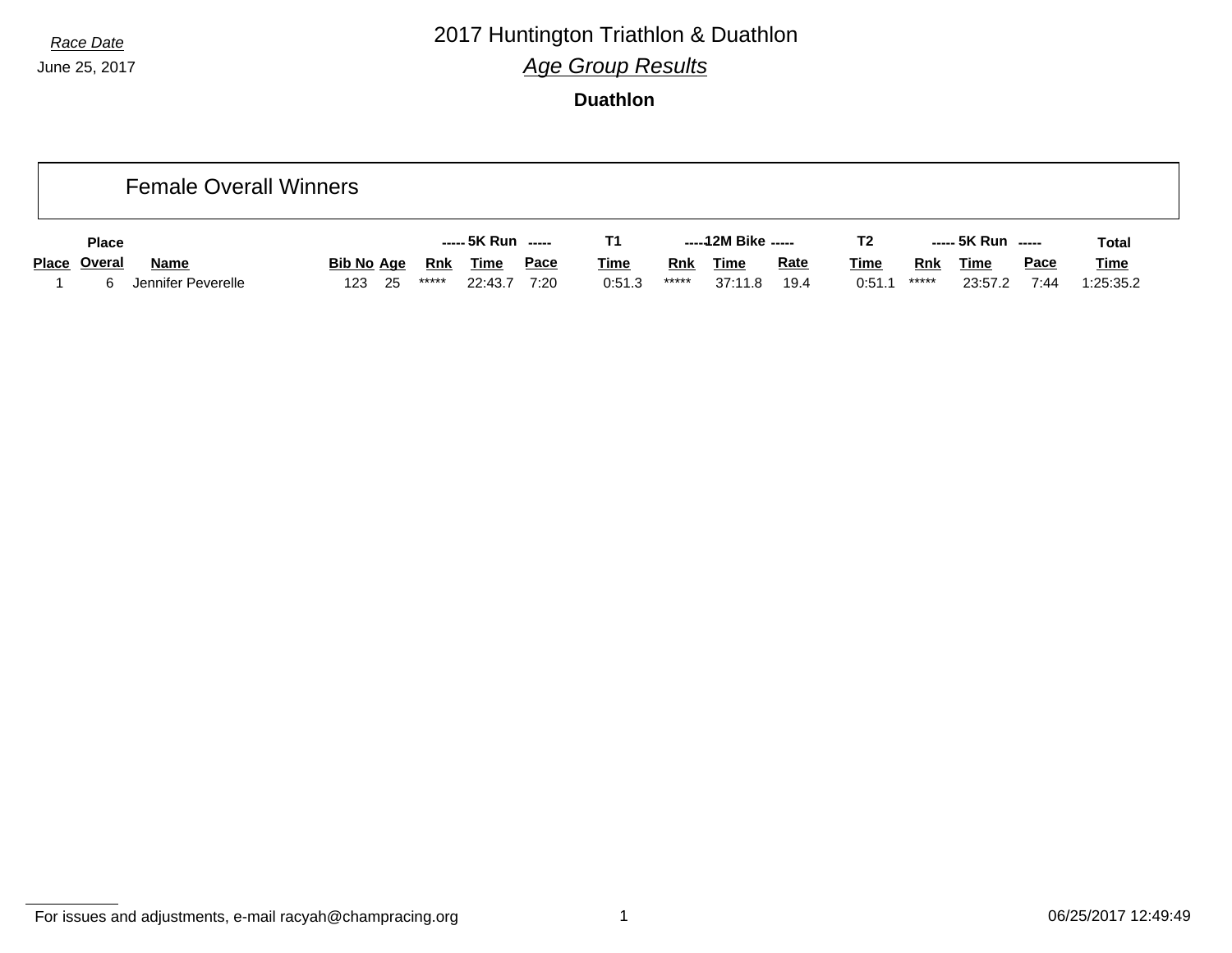*Race Date*

June 25, 2017

# 2017 Huntington Triathlon & Duathlon

## *Age Group Results*

### Duathlon

## Female Overall Winners

| | Place | | | | ----- 5K Run | ----- | | T1 | ----- 12M Bike | ----- | | T2 | ----- 5K Run | ----- | | Total |
|---|---|---|---|---|---|---|---|---|---|---|---|---|---|---|---|---|
| Place | Overal | Name | Bib No | Age | Rnk | Time | Pace | Time | Rnk | Time | Rate | Time | Rnk | Time | Pace | Time |
| 1 | 6 | Jennifer Peverelle | 123 | 25 | ***** | 22:43.7 | 7:20 | 0:51.3 | ***** | 37:11.8 | 19.4 | 0:51.1 | ***** | 23:57.2 | 7:44 | 1:25:35.2 |

For issues and adjustments, e-mail racyah@champracing.org

06/25/2017 12:49:49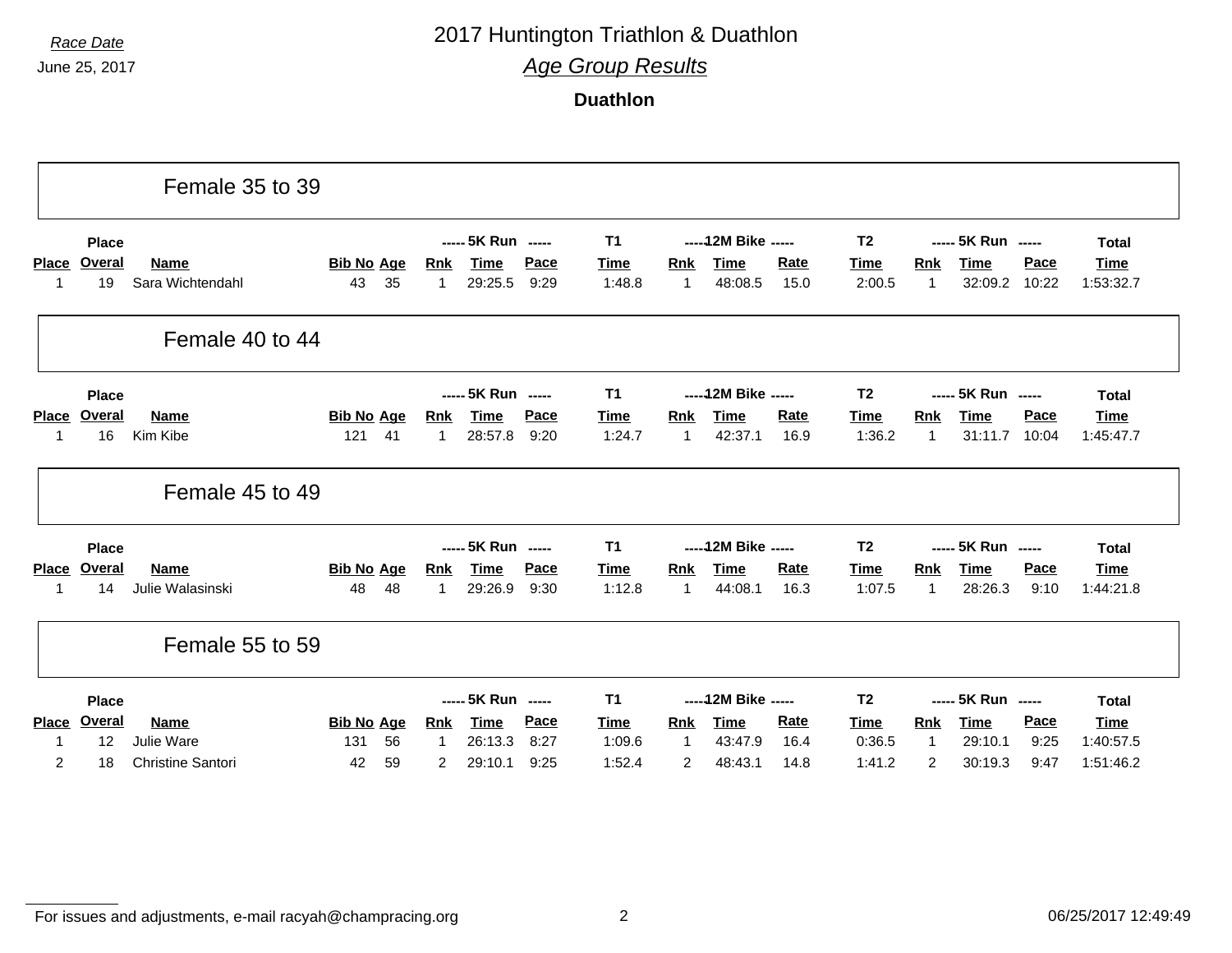Race Date

June 25, 2017

# 2017 Huntington Triathlon & Duathlon

## *Age Group Results*

### Duathlon

## Female 35 to 39

| Place | Place Overal | Name | Bib No | Age | 5K Run Rnk | 5K Run Time | 5K Run Pace | T1 Time | 12M Bike Rnk | 12M Bike Time | 12M Bike Rate | T2 Time | 5K Run Rnk | 5K Run Time | 5K Run Pace | Total Time |
|---|---|---|---|---|---|---|---|---|---|---|---|---|---|---|---|---|
| 1 | 19 | Sara Wichtendahl | 43 | 35 | 1 | 29:25.5 | 9:29 | 1:48.8 | 1 | 48:08.5 | 15.0 | 2:00.5 | 1 | 32:09.2 | 10:22 | 1:53:32.7 |

## Female 40 to 44

| Place | Place Overal | Name | Bib No | Age | 5K Run Rnk | 5K Run Time | 5K Run Pace | T1 Time | 12M Bike Rnk | 12M Bike Time | 12M Bike Rate | T2 Time | 5K Run Rnk | 5K Run Time | 5K Run Pace | Total Time |
|---|---|---|---|---|---|---|---|---|---|---|---|---|---|---|---|---|
| 1 | 16 | Kim Kibe | 121 | 41 | 1 | 28:57.8 | 9:20 | 1:24.7 | 1 | 42:37.1 | 16.9 | 1:36.2 | 1 | 31:11.7 | 10:04 | 1:45:47.7 |

## Female 45 to 49

| Place | Place Overal | Name | Bib No | Age | 5K Run Rnk | 5K Run Time | 5K Run Pace | T1 Time | 12M Bike Rnk | 12M Bike Time | 12M Bike Rate | T2 Time | 5K Run Rnk | 5K Run Time | 5K Run Pace | Total Time |
|---|---|---|---|---|---|---|---|---|---|---|---|---|---|---|---|---|
| 1 | 14 | Julie Walasinski | 48 | 48 | 1 | 29:26.9 | 9:30 | 1:12.8 | 1 | 44:08.1 | 16.3 | 1:07.5 | 1 | 28:26.3 | 9:10 | 1:44:21.8 |

## Female 55 to 59

| Place | Place Overal | Name | Bib No | Age | 5K Run Rnk | 5K Run Time | 5K Run Pace | T1 Time | 12M Bike Rnk | 12M Bike Time | 12M Bike Rate | T2 Time | 5K Run Rnk | 5K Run Time | 5K Run Pace | Total Time |
|---|---|---|---|---|---|---|---|---|---|---|---|---|---|---|---|---|
| 1 | 12 | Julie Ware | 131 | 56 | 1 | 26:13.3 | 8:27 | 1:09.6 | 1 | 43:47.9 | 16.4 | 0:36.5 | 1 | 29:10.1 | 9:25 | 1:40:57.5 |
| 2 | 18 | Christine Santori | 42 | 59 | 2 | 29:10.1 | 9:25 | 1:52.4 | 2 | 48:43.1 | 14.8 | 1:41.2 | 2 | 30:19.3 | 9:47 | 1:51:46.2 |

For issues and adjustments, e-mail racyah@champracing.org

06/25/2017 12:49:49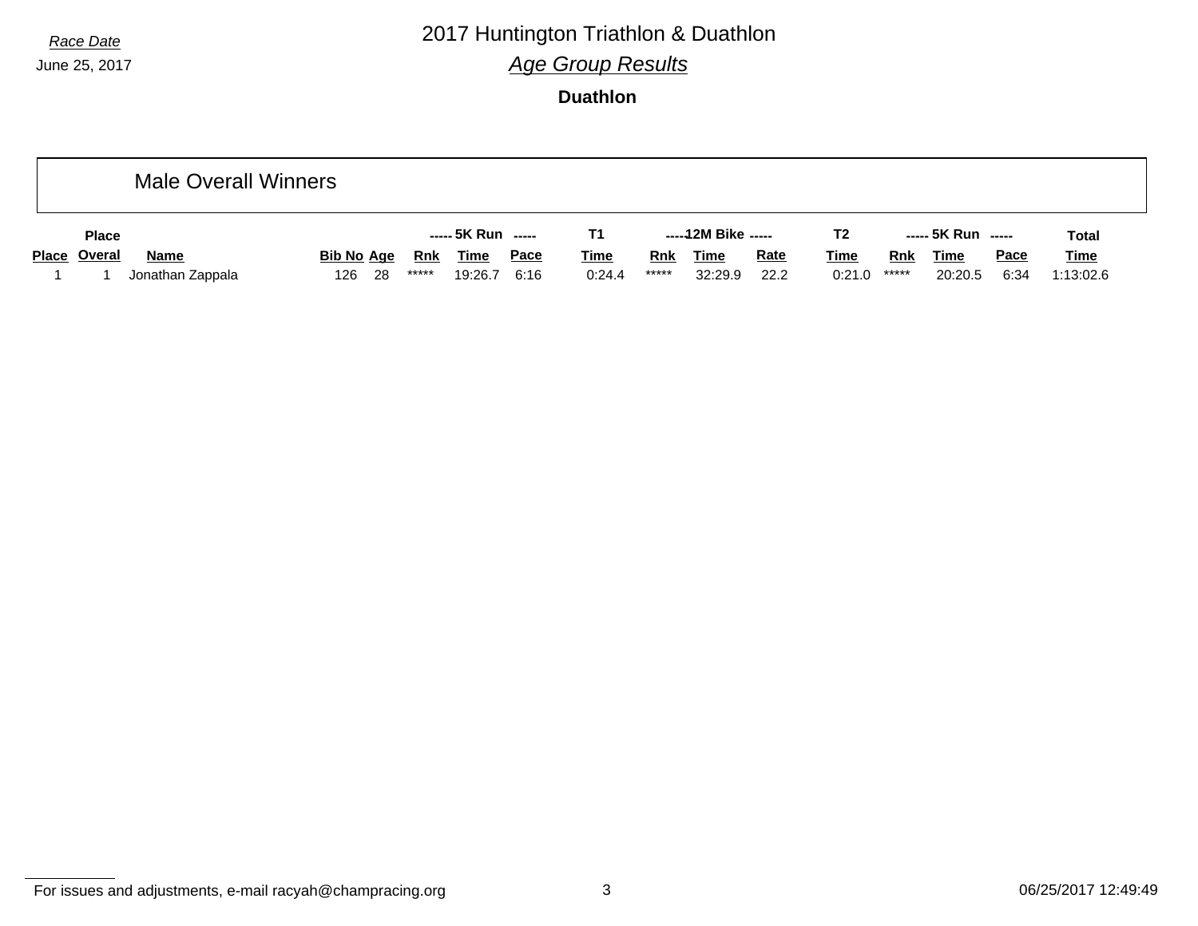*Race Date*

June 25, 2017

# 2017 Huntington Triathlon & Duathlon

## *Age Group Results*

### **Duathlon**

## Male Overall Winners

| Place | Place Overal | Name | Bib No | Age | 5K Run Rnk | 5K Run Time | 5K Run Pace | T1 Time | 12M Bike Rnk | 12M Bike Time | 12M Bike Rate | T2 Time | 5K Run Rnk | 5K Run Time | 5K Run Pace | Total Time |
|---|---|---|---|---|---|---|---|---|---|---|---|---|---|---|---|---|
| 1 | 1 | Jonathan Zappala | 126 | 28 | ***** | 19:26.7 | 6:16 | 0:24.4 | ***** | 32:29.9 | 22.2 | 0:21.0 | ***** | 20:20.5 | 6:34 | 1:13:02.6 |

For issues and adjustments, e-mail racyah@champracing.org

06/25/2017 12:49:49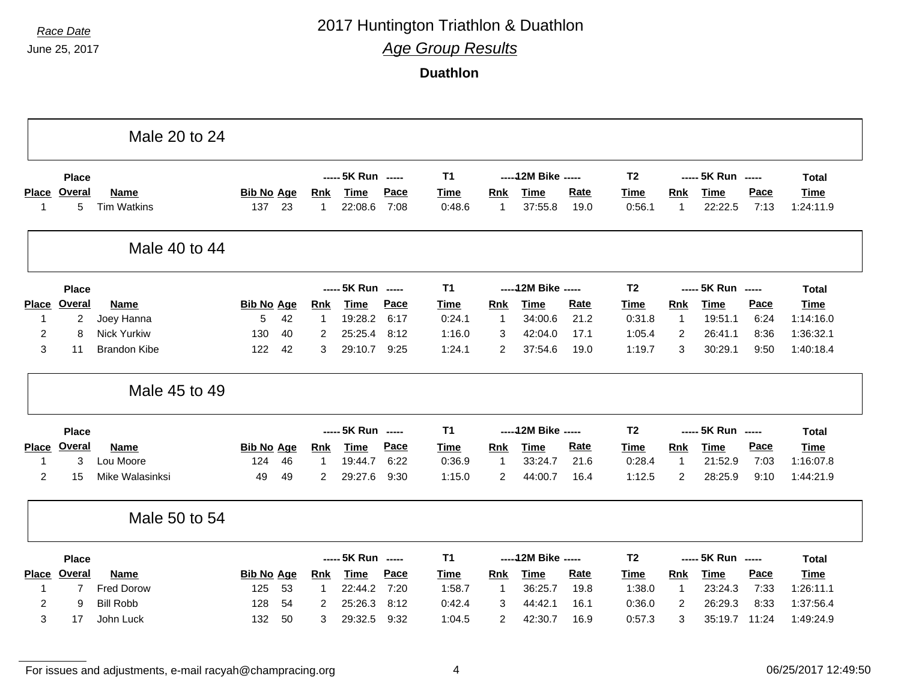*Race Date*

June 25, 2017

# 2017 Huntington Triathlon & Duathlon

## *Age Group Results*

### Duathlon

## Male 20 to 24

| | Place | | | | ----- 5K Run | ----- | | T1 | ----- 12M Bike | ----- | | T2 | ----- 5K Run | ----- | | Total |
|---|---|---|---|---|---|---|---|---|---|---|---|---|---|---|---|---|
| Place | Overal | Name | Bib No | Age | Rnk | Time | Pace | Time | Rnk | Time | Rate | Time | Rnk | Time | Pace | Time |
| 1 | 5 | Tim Watkins | 137 | 23 | 1 | 22:08.6 | 7:08 | 0:48.6 | 1 | 37:55.8 | 19.0 | 0:56.1 | 1 | 22:22.5 | 7:13 | 1:24:11.9 |

## Male 40 to 44

| | Place | | | | ----- 5K Run | ----- | | T1 | ----- 12M Bike | ----- | | T2 | ----- 5K Run | ----- | | Total |
|---|---|---|---|---|---|---|---|---|---|---|---|---|---|---|---|---|
| Place | Overal | Name | Bib No | Age | Rnk | Time | Pace | Time | Rnk | Time | Rate | Time | Rnk | Time | Pace | Time |
| 1 | 2 | Joey Hanna | 5 | 42 | 1 | 19:28.2 | 6:17 | 0:24.1 | 1 | 34:00.6 | 21.2 | 0:31.8 | 1 | 19:51.1 | 6:24 | 1:14:16.0 |
| 2 | 8 | Nick Yurkiw | 130 | 40 | 2 | 25:25.4 | 8:12 | 1:16.0 | 3 | 42:04.0 | 17.1 | 1:05.4 | 2 | 26:41.1 | 8:36 | 1:36:32.1 |
| 3 | 11 | Brandon Kibe | 122 | 42 | 3 | 29:10.7 | 9:25 | 1:24.1 | 2 | 37:54.6 | 19.0 | 1:19.7 | 3 | 30:29.1 | 9:50 | 1:40:18.4 |

## Male 45 to 49

| | Place | | | | ----- 5K Run | ----- | | T1 | ----- 12M Bike | ----- | | T2 | ----- 5K Run | ----- | | Total |
|---|---|---|---|---|---|---|---|---|---|---|---|---|---|---|---|---|
| Place | Overal | Name | Bib No | Age | Rnk | Time | Pace | Time | Rnk | Time | Rate | Time | Rnk | Time | Pace | Time |
| 1 | 3 | Lou Moore | 124 | 46 | 1 | 19:44.7 | 6:22 | 0:36.9 | 1 | 33:24.7 | 21.6 | 0:28.4 | 1 | 21:52.9 | 7:03 | 1:16:07.8 |
| 2 | 15 | Mike Walasinksi | 49 | 49 | 2 | 29:27.6 | 9:30 | 1:15.0 | 2 | 44:00.7 | 16.4 | 1:12.5 | 2 | 28:25.9 | 9:10 | 1:44:21.9 |

## Male 50 to 54

| | Place | | | | ----- 5K Run | ----- | | T1 | ----- 12M Bike | ----- | | T2 | ----- 5K Run | ----- | | Total |
|---|---|---|---|---|---|---|---|---|---|---|---|---|---|---|---|---|
| Place | Overal | Name | Bib No | Age | Rnk | Time | Pace | Time | Rnk | Time | Rate | Time | Rnk | Time | Pace | Time |
| 1 | 7 | Fred Dorow | 125 | 53 | 1 | 22:44.2 | 7:20 | 1:58.7 | 1 | 36:25.7 | 19.8 | 1:38.0 | 1 | 23:24.3 | 7:33 | 1:26:11.1 |
| 2 | 9 | Bill Robb | 128 | 54 | 2 | 25:26.3 | 8:12 | 0:42.4 | 3 | 44:42.1 | 16.1 | 0:36.0 | 2 | 26:29.3 | 8:33 | 1:37:56.4 |
| 3 | 17 | John Luck | 132 | 50 | 3 | 29:32.5 | 9:32 | 1:04.5 | 2 | 42:30.7 | 16.9 | 0:57.3 | 3 | 35:19.7 | 11:24 | 1:49:24.9 |

For issues and adjustments, e-mail racyah@champracing.org

06/25/2017 12:49:50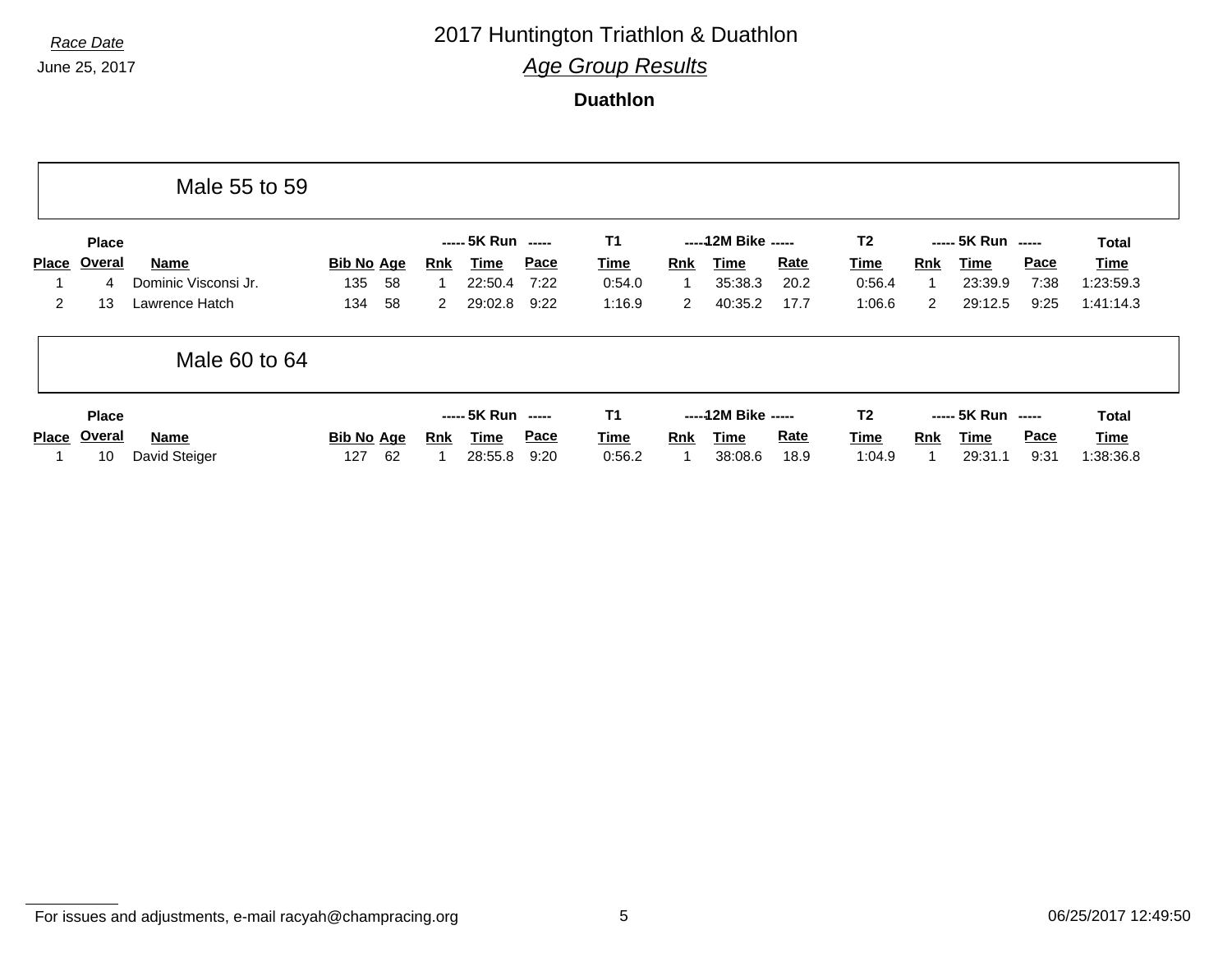Race Date

June 25, 2017

# 2017 Huntington Triathlon & Duathlon

## *Age Group Results*

### Duathlon

## Male 55 to 59

| Place | Place Overal | Name | Bib No | Age | 5K Run Rnk | 5K Run Time | 5K Run Pace | T1 Time | 12M Bike Rnk | 12M Bike Time | 12M Bike Rate | T2 Time | 5K Run Rnk | 5K Run Time | 5K Run Pace | Total Time |
|---|---|---|---|---|---|---|---|---|---|---|---|---|---|---|---|---|
| 1 | 4 | Dominic Visconsi Jr. | 135 | 58 | 1 | 22:50.4 | 7:22 | 0:54.0 | 1 | 35:38.3 | 20.2 | 0:56.4 | 1 | 23:39.9 | 7:38 | 1:23:59.3 |
| 2 | 13 | Lawrence Hatch | 134 | 58 | 2 | 29:02.8 | 9:22 | 1:16.9 | 2 | 40:35.2 | 17.7 | 1:06.6 | 2 | 29:12.5 | 9:25 | 1:41:14.3 |

## Male 60 to 64

| Place | Place Overal | Name | Bib No | Age | 5K Run Rnk | 5K Run Time | 5K Run Pace | T1 Time | 12M Bike Rnk | 12M Bike Time | 12M Bike Rate | T2 Time | 5K Run Rnk | 5K Run Time | 5K Run Pace | Total Time |
|---|---|---|---|---|---|---|---|---|---|---|---|---|---|---|---|---|
| 1 | 10 | David Steiger | 127 | 62 | 1 | 28:55.8 | 9:20 | 0:56.2 | 1 | 38:08.6 | 18.9 | 1:04.9 | 1 | 29:31.1 | 9:31 | 1:38:36.8 |

For issues and adjustments, e-mail racyah@champracing.org

06/25/2017 12:49:50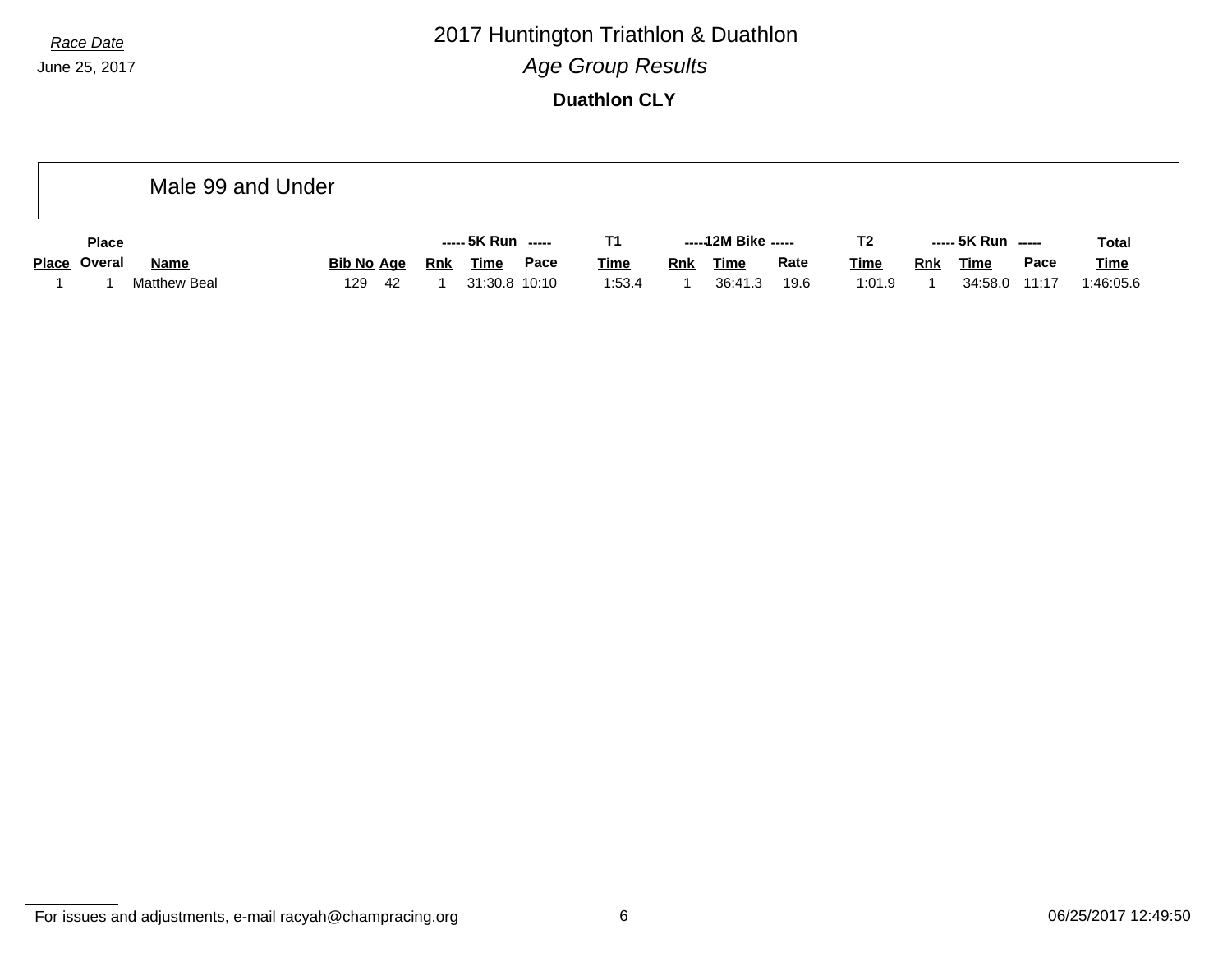*Race Date*

June 25, 2017

# 2017 Huntington Triathlon & Duathlon

## *Age Group Results*

### Duathlon CLY

Male 99 and Under

| | Place | | | | ----- 5K Run | ----- | | T1 | ----- 12M Bike | ----- | | T2 | ----- 5K Run | ----- | | Total |
|---|---|---|---|---|---|---|---|---|---|---|---|---|---|---|---|---|
| Place | Overal | Name | Bib No | Age | Rnk | Time | Pace | Time | Rnk | Time | Rate | Time | Rnk | Time | Pace | Time |
| 1 | 1 | Matthew Beal | 129 | 42 | 1 | 31:30.8 | 10:10 | 1:53.4 | 1 | 36:41.3 | 19.6 | 1:01.9 | 1 | 34:58.0 | 11:17 | 1:46:05.6 |

For issues and adjustments, e-mail racyah@champracing.org

06/25/2017 12:49:50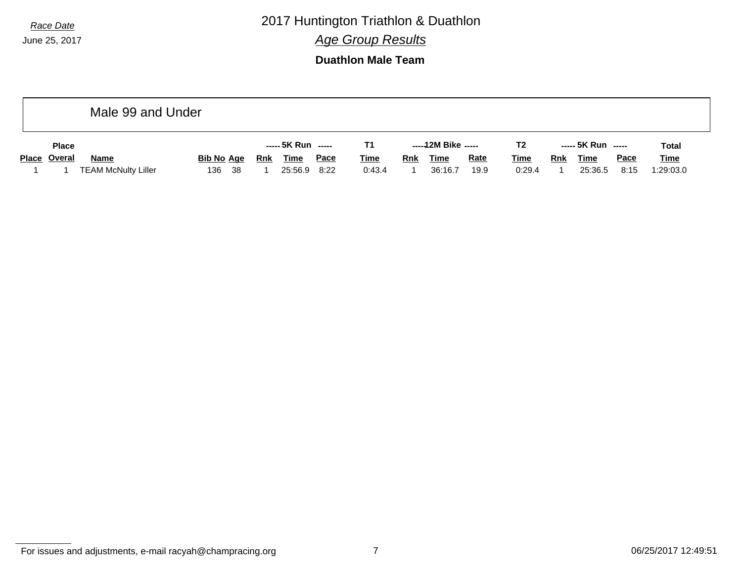*Race Date*
June 25, 2017

# 2017 Huntington Triathlon & Duathlon

## *Age Group Results*

### Duathlon Male Team

#### Male 99 and Under

| | Place | | | | ----- 5K Run ----- | | | T1 | ----- 12M Bike ----- | | | T2 | ----- 5K Run ----- | | | Total |
|---|---|---|---|---|---|---|---|---|---|---|---|---|---|---|---|---|
| **Place** | **Overal** | **Name** | **Bib No** | **Age** | **Rnk** | **Time** | **Pace** | **Time** | **Rnk** | **Time** | **Rate** | **Time** | **Rnk** | **Time** | **Pace** | **Time** |
| 1 | 1 | TEAM McNulty Liller | 136 | 38 | 1 | 25:56.9 | 8:22 | 0:43.4 | 1 | 36:16.7 | 19.9 | 0:29.4 | 1 | 25:36.5 | 8:15 | 1:29:03.0 |

For issues and adjustments, e-mail racyah@champracing.org

06/25/2017 12:49:51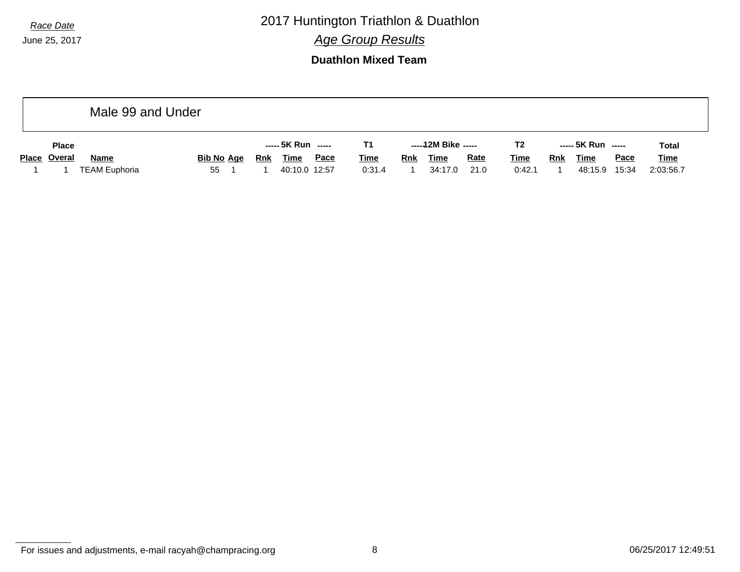Race Date
June 25, 2017

# 2017 Huntington Triathlon & Duathlon

## Age Group Results

### Duathlon Mixed Team

Male 99 and Under

| Place | Place Overal | Name | Bib No | Age | 5K Run Rnk | 5K Run Time | 5K Run Pace | T1 Time | 12M Bike Rnk | 12M Bike Time | 12M Bike Rate | T2 Time | 5K Run Rnk | 5K Run Time | 5K Run Pace | Total Time |
|---|---|---|---|---|---|---|---|---|---|---|---|---|---|---|---|---|
| 1 | 1 | TEAM Euphoria | 55 | 1 | 1 | 40:10.0 | 12:57 | 0:31.4 | 1 | 34:17.0 | 21.0 | 0:42.1 | 1 | 48:15.9 | 15:34 | 2:03:56.7 |

For issues and adjustments, e-mail racyah@champracing.org

06/25/2017 12:49:51